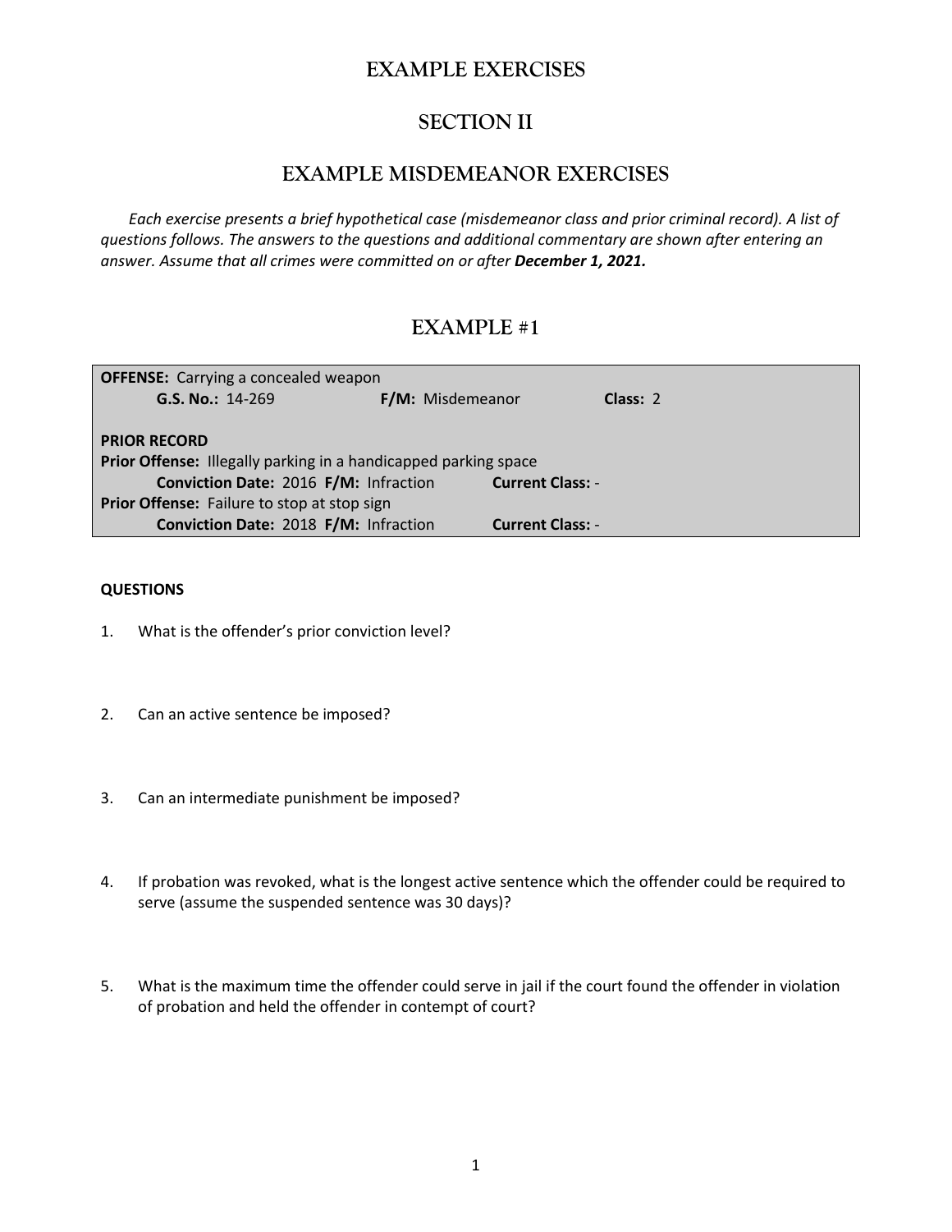# EXAMPLE EXERCISES

## SECTION II

## EXAMPLE MISDEMEANOR EXERCISES

*Each exercise presents a brief hypothetical case (misdemeanor class and prior criminal record). A list of questions follows. The answers to the questions and additional commentary are shown after entering an answer. Assume that all crimes were committed on or after **December 1, 2021.***

## EXAMPLE #1

**OFFENSE:** Carrying a concealed weapon
**G.S. No.:** 14-269 **F/M:** Misdemeanor **Class:** 2

**PRIOR RECORD**
**Prior Offense:** Illegally parking in a handicapped parking space
**Conviction Date:** 2016 **F/M:** Infraction **Current Class:** -
**Prior Offense:** Failure to stop at stop sign
**Conviction Date:** 2018 **F/M:** Infraction **Current Class:** -

**QUESTIONS**

1. What is the offender's prior conviction level?

2. Can an active sentence be imposed?

3. Can an intermediate punishment be imposed?

4. If probation was revoked, what is the longest active sentence which the offender could be required to serve (assume the suspended sentence was 30 days)?

5. What is the maximum time the offender could serve in jail if the court found the offender in violation of probation and held the offender in contempt of court?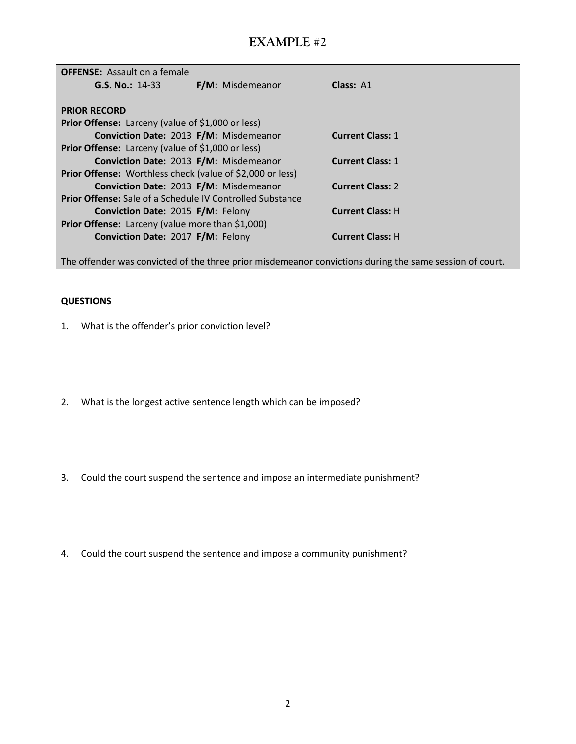# EXAMPLE #2

**OFFENSE:** Assault on a female
**G.S. No.:** 14-33 **F/M:** Misdemeanor **Class:** A1

**PRIOR RECORD**

**Prior Offense:** Larceny (value of $1,000 or less)
**Conviction Date:** 2013 **F/M:** Misdemeanor **Current Class:** 1

**Prior Offense:** Larceny (value of $1,000 or less)
**Conviction Date:** 2013 **F/M:** Misdemeanor **Current Class:** 1

**Prior Offense:** Worthless check (value of $2,000 or less)
**Conviction Date:** 2013 **F/M:** Misdemeanor **Current Class:** 2

**Prior Offense:** Sale of a Schedule IV Controlled Substance
**Conviction Date:** 2015 **F/M:** Felony **Current Class:** H

**Prior Offense:** Larceny (value more than $1,000)
**Conviction Date:** 2017 **F/M:** Felony **Current Class:** H

The offender was convicted of the three prior misdemeanor convictions during the same session of court.

**QUESTIONS**

1. What is the offender's prior conviction level?

2. What is the longest active sentence length which can be imposed?

3. Could the court suspend the sentence and impose an intermediate punishment?

4. Could the court suspend the sentence and impose a community punishment?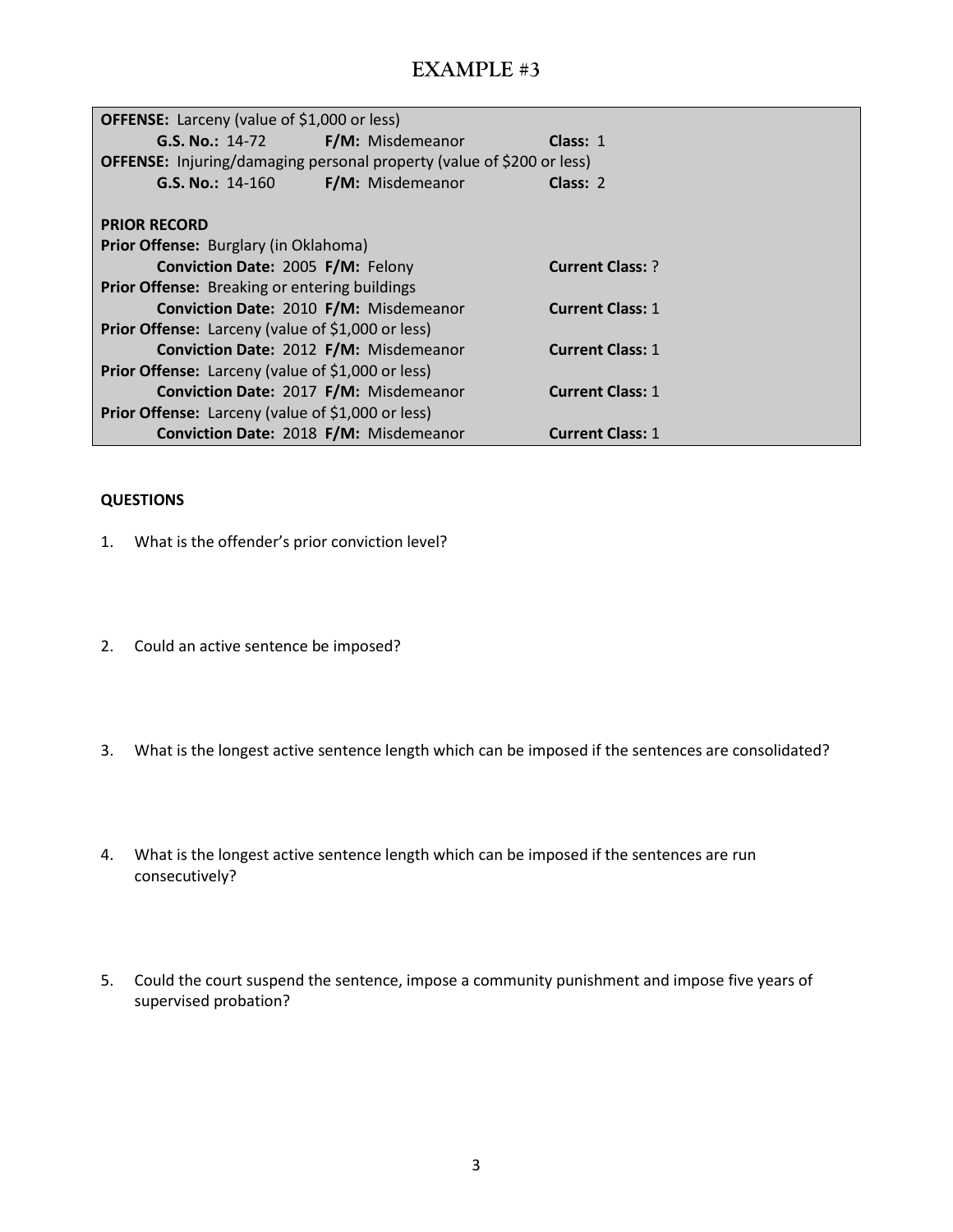# EXAMPLE #3

**OFFENSE:** Larceny (value of $1,000 or less)
**G.S. No.:** 14-72 **F/M:** Misdemeanor **Class:** 1

**OFFENSE:** Injuring/damaging personal property (value of $200 or less)
**G.S. No.:** 14-160 **F/M:** Misdemeanor **Class:** 2

**PRIOR RECORD**

**Prior Offense:** Burglary (in Oklahoma)
**Conviction Date:** 2005 **F/M:** Felony **Current Class:** ?

**Prior Offense:** Breaking or entering buildings
**Conviction Date:** 2010 **F/M:** Misdemeanor **Current Class:** 1

**Prior Offense:** Larceny (value of $1,000 or less)
**Conviction Date:** 2012 **F/M:** Misdemeanor **Current Class:** 1

**Prior Offense:** Larceny (value of $1,000 or less)
**Conviction Date:** 2017 **F/M:** Misdemeanor **Current Class:** 1

**Prior Offense:** Larceny (value of $1,000 or less)
**Conviction Date:** 2018 **F/M:** Misdemeanor **Current Class:** 1

**QUESTIONS**

1. What is the offender's prior conviction level?
2. Could an active sentence be imposed?
3. What is the longest active sentence length which can be imposed if the sentences are consolidated?
4. What is the longest active sentence length which can be imposed if the sentences are run consecutively?
5. Could the court suspend the sentence, impose a community punishment and impose five years of supervised probation?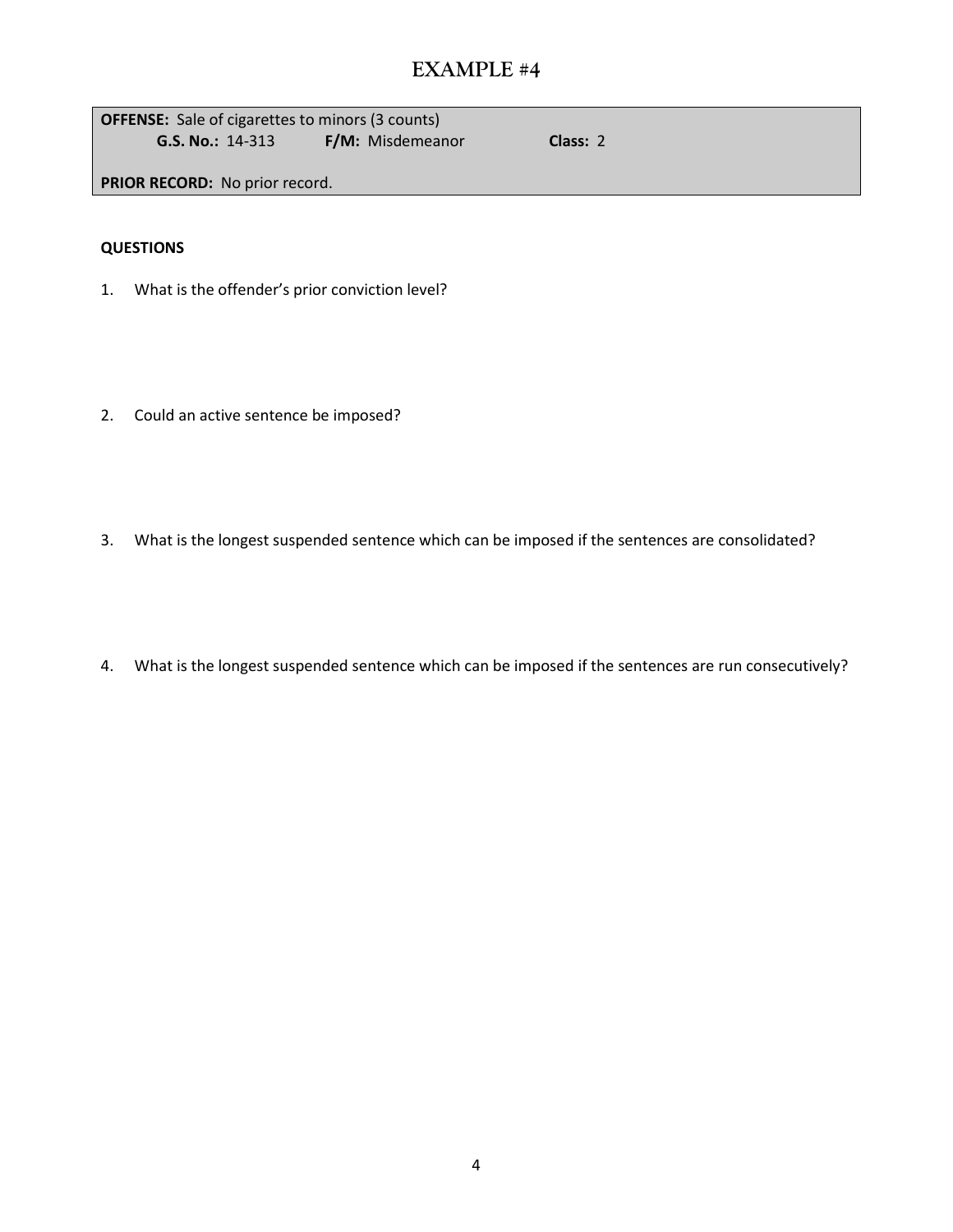# EXAMPLE #4

**OFFENSE:** Sale of cigarettes to minors (3 counts)
**G.S. No.:** 14-313 **F/M:** Misdemeanor **Class:** 2

**PRIOR RECORD:** No prior record.

**QUESTIONS**

1. What is the offender's prior conviction level?

2. Could an active sentence be imposed?

3. What is the longest suspended sentence which can be imposed if the sentences are consolidated?

4. What is the longest suspended sentence which can be imposed if the sentences are run consecutively?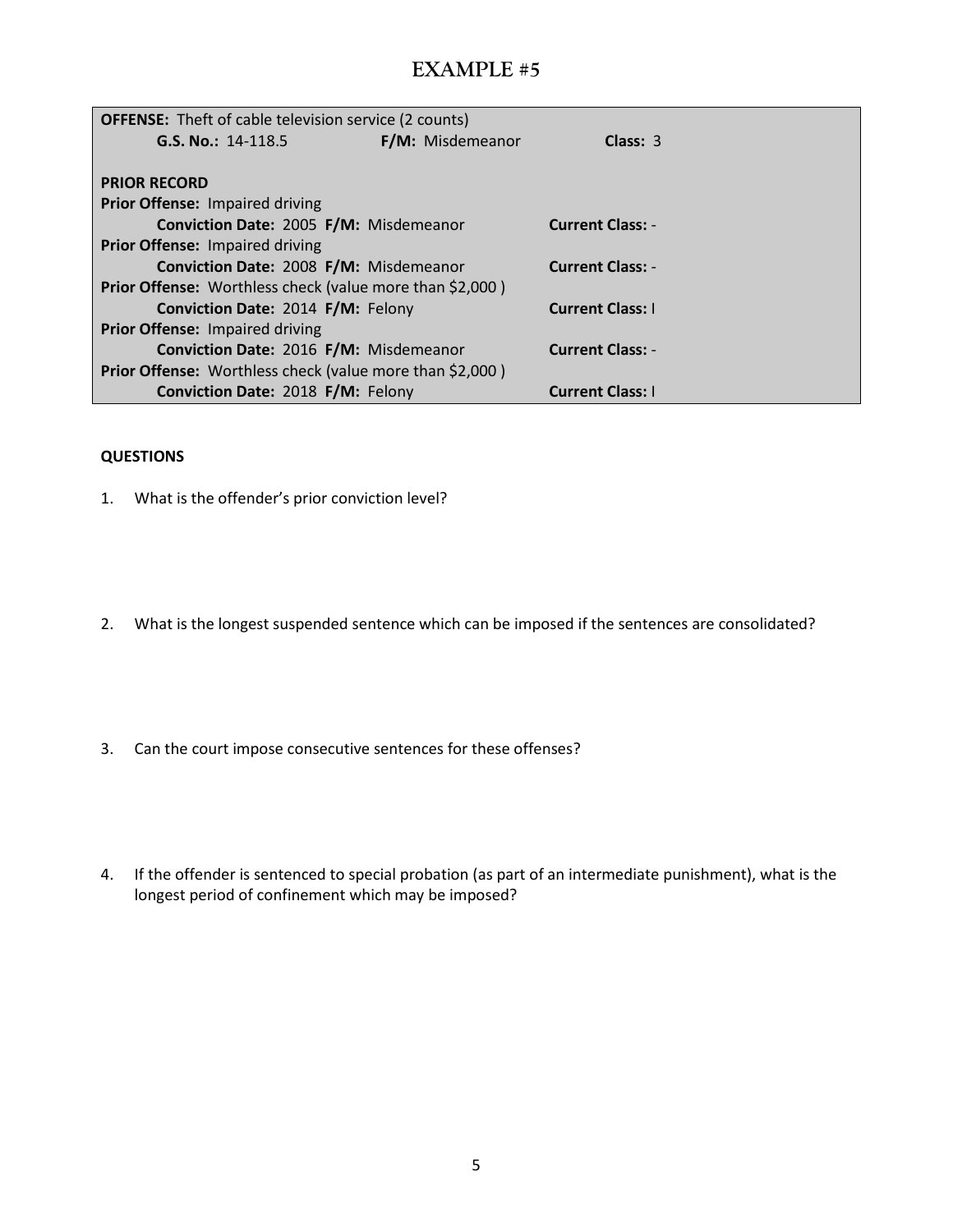# EXAMPLE #5

**OFFENSE:** Theft of cable television service (2 counts)
**G.S. No.:** 14-118.5 **F/M:** Misdemeanor **Class:** 3

**PRIOR RECORD**

**Prior Offense:** Impaired driving
**Conviction Date:** 2005 **F/M:** Misdemeanor **Current Class:** -

**Prior Offense:** Impaired driving
**Conviction Date:** 2008 **F/M:** Misdemeanor **Current Class:** -

**Prior Offense:** Worthless check (value more than $2,000 )
**Conviction Date:** 2014 **F/M:** Felony **Current Class:** I

**Prior Offense:** Impaired driving
**Conviction Date:** 2016 **F/M:** Misdemeanor **Current Class:** -

**Prior Offense:** Worthless check (value more than $2,000 )
**Conviction Date:** 2018 **F/M:** Felony **Current Class:** I

**QUESTIONS**

1. What is the offender's prior conviction level?

2. What is the longest suspended sentence which can be imposed if the sentences are consolidated?

3. Can the court impose consecutive sentences for these offenses?

4. If the offender is sentenced to special probation (as part of an intermediate punishment), what is the longest period of confinement which may be imposed?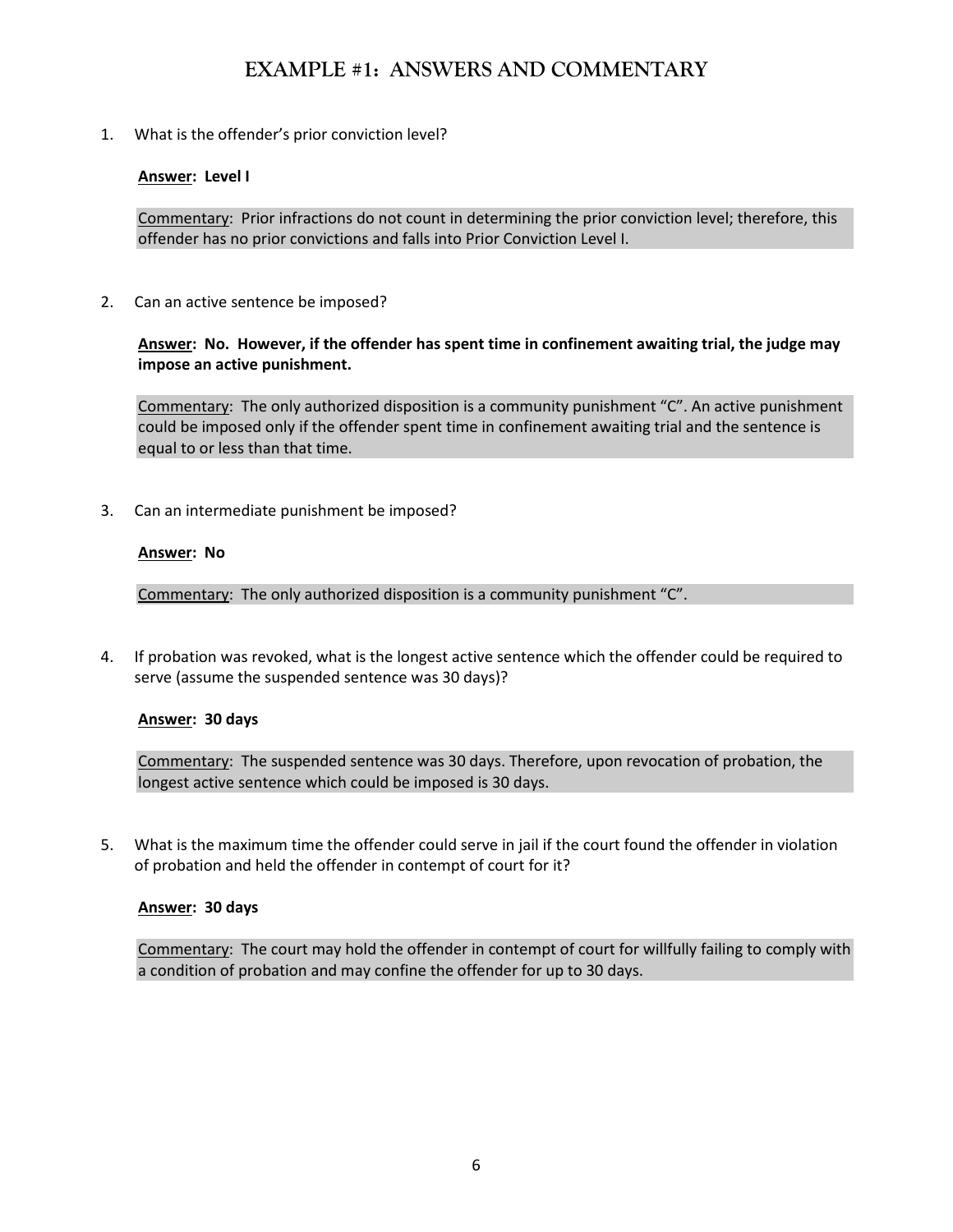# EXAMPLE #1: ANSWERS AND COMMENTARY

1. What is the offender's prior conviction level?

   **<u>Answer</u>: Level I**

   <u>Commentary</u>: Prior infractions do not count in determining the prior conviction level; therefore, this offender has no prior convictions and falls into Prior Conviction Level I.

2. Can an active sentence be imposed?

   **<u>Answer</u>: No. However, if the offender has spent time in confinement awaiting trial, the judge may impose an active punishment.**

   <u>Commentary</u>: The only authorized disposition is a community punishment "C". An active punishment could be imposed only if the offender spent time in confinement awaiting trial and the sentence is equal to or less than that time.

3. Can an intermediate punishment be imposed?

   **<u>Answer</u>: No**

   <u>Commentary</u>: The only authorized disposition is a community punishment "C".

4. If probation was revoked, what is the longest active sentence which the offender could be required to serve (assume the suspended sentence was 30 days)?

   **<u>Answer</u>: 30 days**

   <u>Commentary</u>: The suspended sentence was 30 days. Therefore, upon revocation of probation, the longest active sentence which could be imposed is 30 days.

5. What is the maximum time the offender could serve in jail if the court found the offender in violation of probation and held the offender in contempt of court for it?

   **<u>Answer</u>: 30 days**

   <u>Commentary</u>: The court may hold the offender in contempt of court for willfully failing to comply with a condition of probation and may confine the offender for up to 30 days.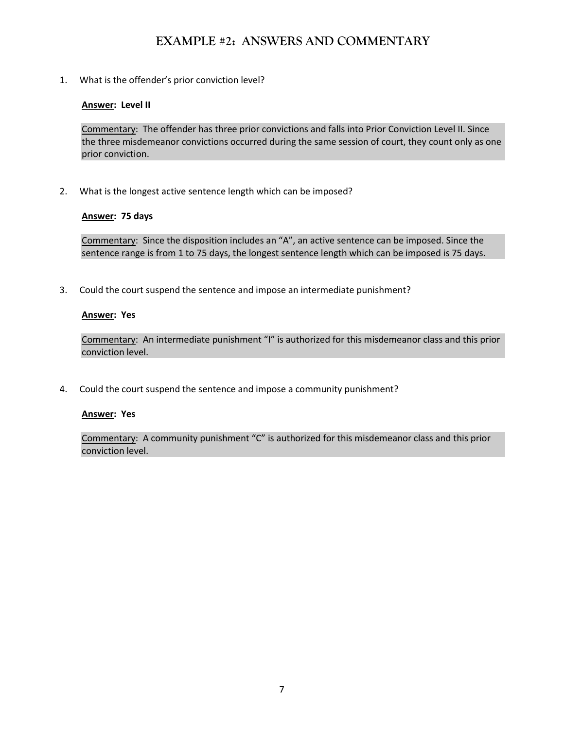# EXAMPLE #2: ANSWERS AND COMMENTARY

1. What is the offender's prior conviction level?

   **Answer: Level II**

   Commentary: The offender has three prior convictions and falls into Prior Conviction Level II. Since the three misdemeanor convictions occurred during the same session of court, they count only as one prior conviction.

2. What is the longest active sentence length which can be imposed?

   **Answer: 75 days**

   Commentary: Since the disposition includes an "A", an active sentence can be imposed. Since the sentence range is from 1 to 75 days, the longest sentence length which can be imposed is 75 days.

3. Could the court suspend the sentence and impose an intermediate punishment?

   **Answer: Yes**

   Commentary: An intermediate punishment "I" is authorized for this misdemeanor class and this prior conviction level.

4. Could the court suspend the sentence and impose a community punishment?

   **Answer: Yes**

   Commentary: A community punishment "C" is authorized for this misdemeanor class and this prior conviction level.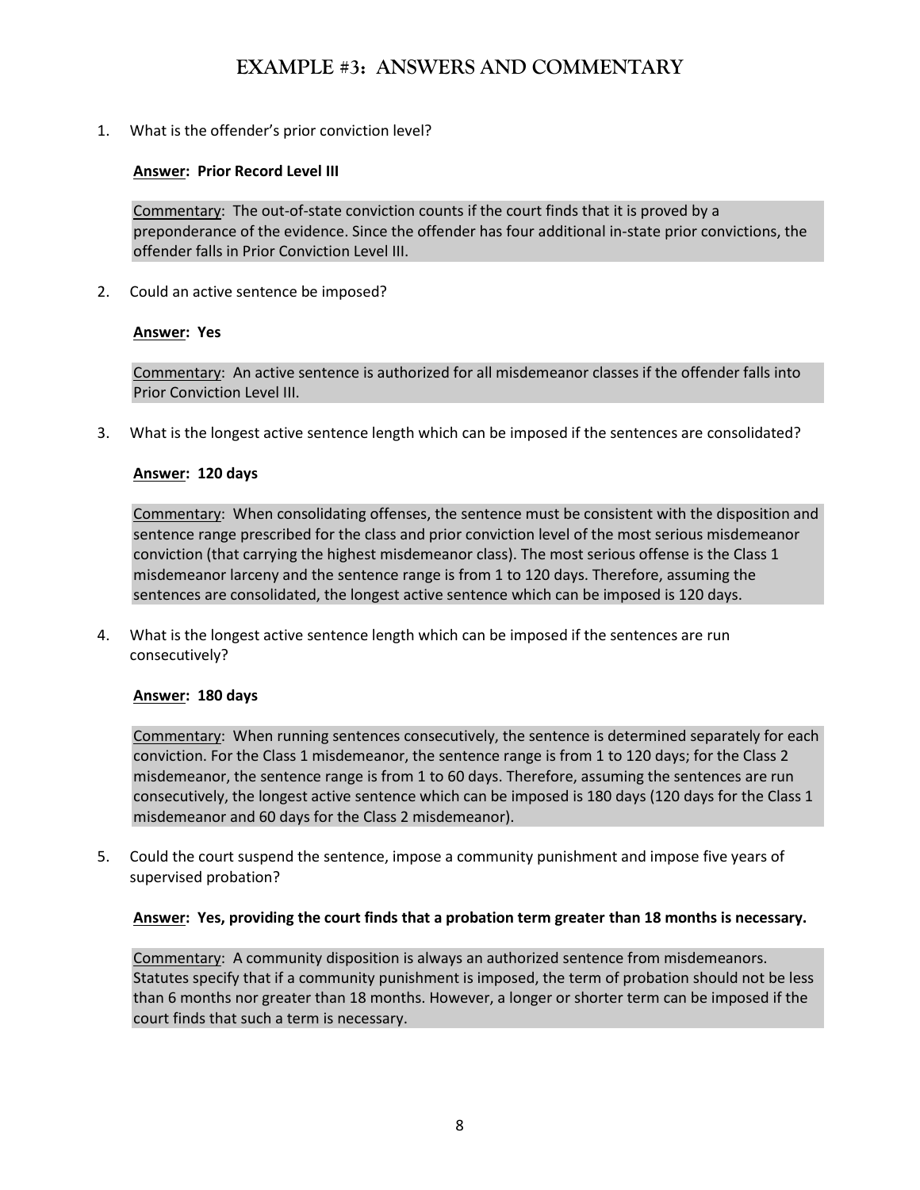# EXAMPLE #3: ANSWERS AND COMMENTARY

1. What is the offender's prior conviction level?

   **Answer: Prior Record Level III**

   Commentary: The out-of-state conviction counts if the court finds that it is proved by a preponderance of the evidence. Since the offender has four additional in-state prior convictions, the offender falls in Prior Conviction Level III.

2. Could an active sentence be imposed?

   **Answer: Yes**

   Commentary: An active sentence is authorized for all misdemeanor classes if the offender falls into Prior Conviction Level III.

3. What is the longest active sentence length which can be imposed if the sentences are consolidated?

   **Answer: 120 days**

   Commentary: When consolidating offenses, the sentence must be consistent with the disposition and sentence range prescribed for the class and prior conviction level of the most serious misdemeanor conviction (that carrying the highest misdemeanor class). The most serious offense is the Class 1 misdemeanor larceny and the sentence range is from 1 to 120 days. Therefore, assuming the sentences are consolidated, the longest active sentence which can be imposed is 120 days.

4. What is the longest active sentence length which can be imposed if the sentences are run consecutively?

   **Answer: 180 days**

   Commentary: When running sentences consecutively, the sentence is determined separately for each conviction. For the Class 1 misdemeanor, the sentence range is from 1 to 120 days; for the Class 2 misdemeanor, the sentence range is from 1 to 60 days. Therefore, assuming the sentences are run consecutively, the longest active sentence which can be imposed is 180 days (120 days for the Class 1 misdemeanor and 60 days for the Class 2 misdemeanor).

5. Could the court suspend the sentence, impose a community punishment and impose five years of supervised probation?

   **Answer: Yes, providing the court finds that a probation term greater than 18 months is necessary.**

   Commentary: A community disposition is always an authorized sentence from misdemeanors. Statutes specify that if a community punishment is imposed, the term of probation should not be less than 6 months nor greater than 18 months. However, a longer or shorter term can be imposed if the court finds that such a term is necessary.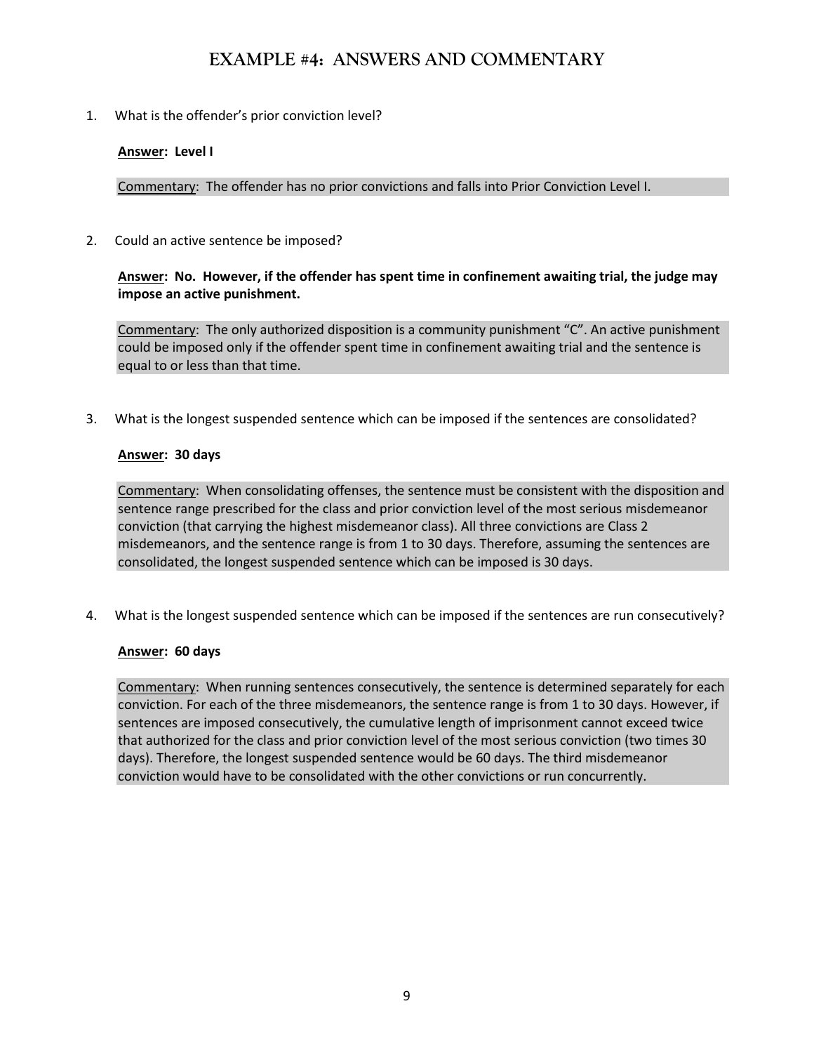# EXAMPLE #4: ANSWERS AND COMMENTARY

1. What is the offender's prior conviction level?

   **Answer: Level I**

   Commentary: The offender has no prior convictions and falls into Prior Conviction Level I.

2. Could an active sentence be imposed?

   **Answer: No. However, if the offender has spent time in confinement awaiting trial, the judge may impose an active punishment.**

   Commentary: The only authorized disposition is a community punishment "C". An active punishment could be imposed only if the offender spent time in confinement awaiting trial and the sentence is equal to or less than that time.

3. What is the longest suspended sentence which can be imposed if the sentences are consolidated?

   **Answer: 30 days**

   Commentary: When consolidating offenses, the sentence must be consistent with the disposition and sentence range prescribed for the class and prior conviction level of the most serious misdemeanor conviction (that carrying the highest misdemeanor class). All three convictions are Class 2 misdemeanors, and the sentence range is from 1 to 30 days. Therefore, assuming the sentences are consolidated, the longest suspended sentence which can be imposed is 30 days.

4. What is the longest suspended sentence which can be imposed if the sentences are run consecutively?

   **Answer: 60 days**

   Commentary: When running sentences consecutively, the sentence is determined separately for each conviction. For each of the three misdemeanors, the sentence range is from 1 to 30 days. However, if sentences are imposed consecutively, the cumulative length of imprisonment cannot exceed twice that authorized for the class and prior conviction level of the most serious conviction (two times 30 days). Therefore, the longest suspended sentence would be 60 days. The third misdemeanor conviction would have to be consolidated with the other convictions or run concurrently.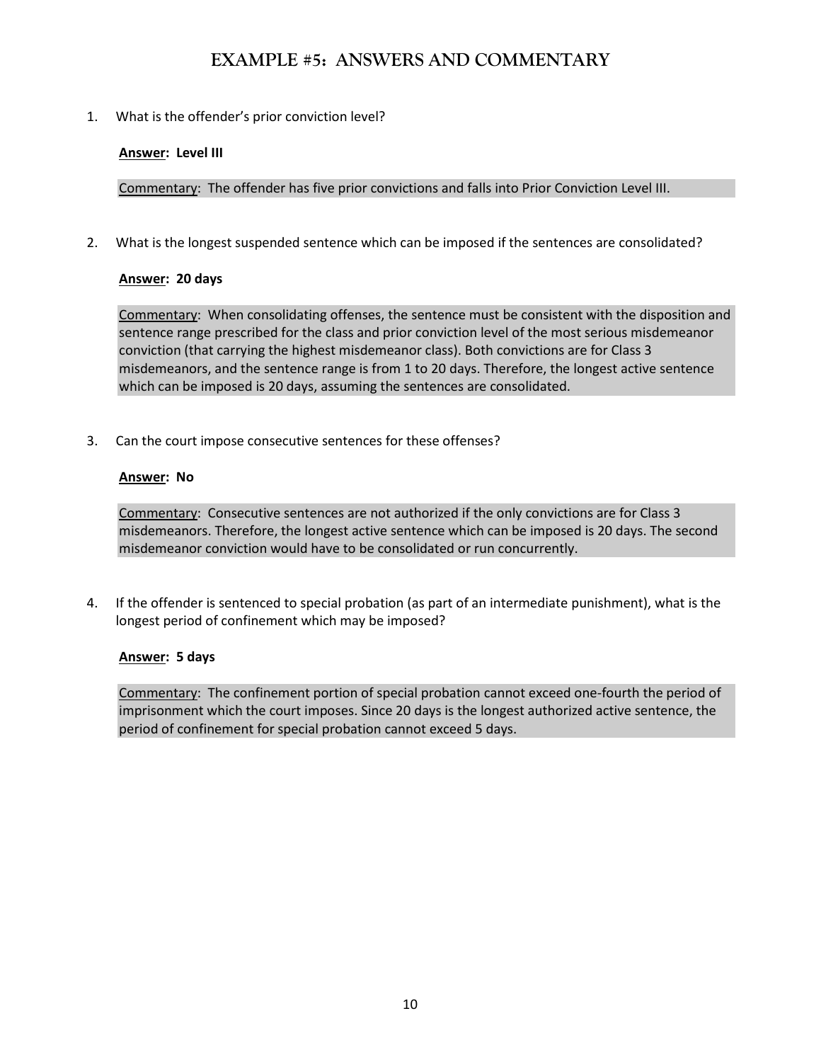# EXAMPLE #5: ANSWERS AND COMMENTARY

1. What is the offender's prior conviction level?

   **Answer: Level III**

   Commentary: The offender has five prior convictions and falls into Prior Conviction Level III.

2. What is the longest suspended sentence which can be imposed if the sentences are consolidated?

   **Answer: 20 days**

   Commentary: When consolidating offenses, the sentence must be consistent with the disposition and sentence range prescribed for the class and prior conviction level of the most serious misdemeanor conviction (that carrying the highest misdemeanor class). Both convictions are for Class 3 misdemeanors, and the sentence range is from 1 to 20 days. Therefore, the longest active sentence which can be imposed is 20 days, assuming the sentences are consolidated.

3. Can the court impose consecutive sentences for these offenses?

   **Answer: No**

   Commentary: Consecutive sentences are not authorized if the only convictions are for Class 3 misdemeanors. Therefore, the longest active sentence which can be imposed is 20 days. The second misdemeanor conviction would have to be consolidated or run concurrently.

4. If the offender is sentenced to special probation (as part of an intermediate punishment), what is the longest period of confinement which may be imposed?

   **Answer: 5 days**

   Commentary: The confinement portion of special probation cannot exceed one-fourth the period of imprisonment which the court imposes. Since 20 days is the longest authorized active sentence, the period of confinement for special probation cannot exceed 5 days.